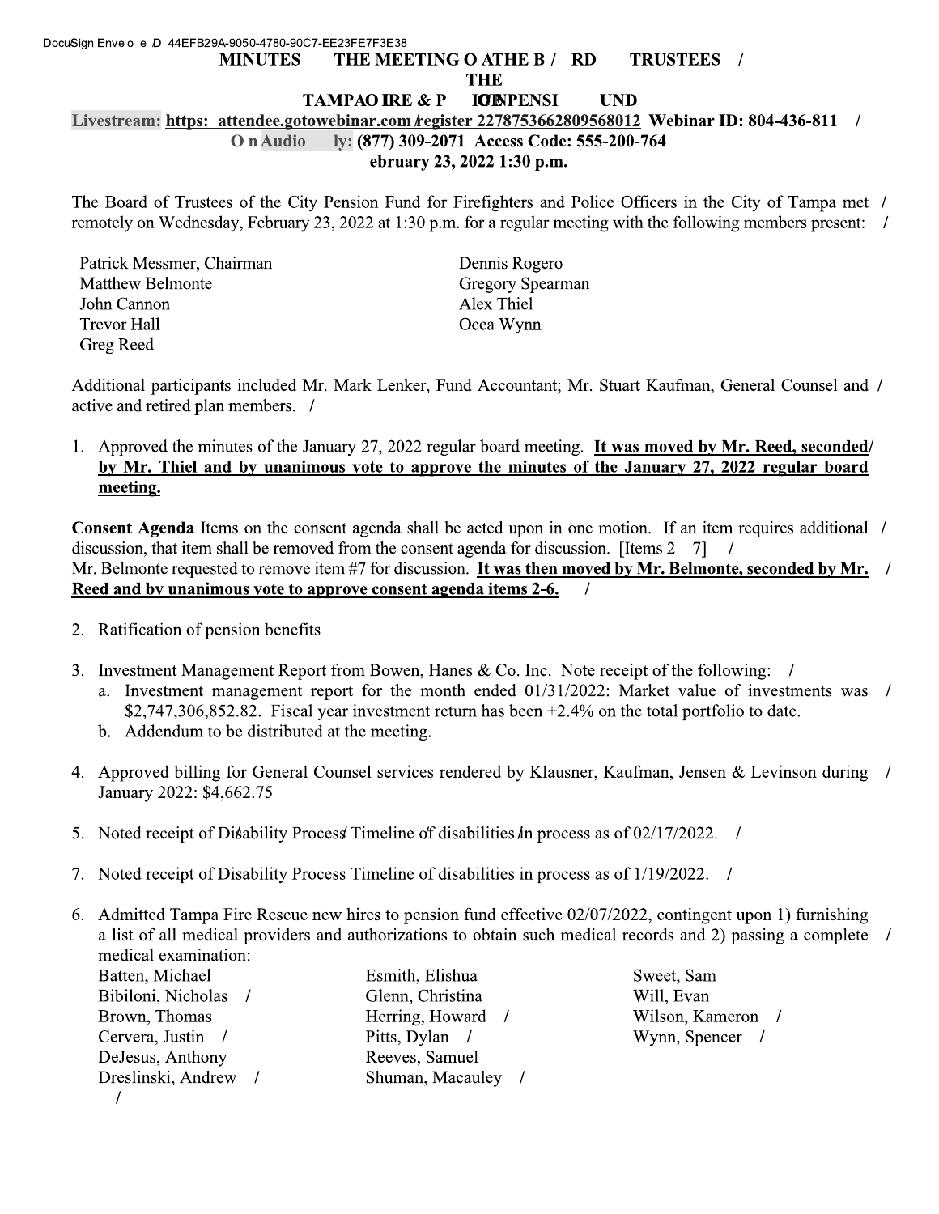DocuSign Envelope ID: 44EFB29A-9050-4780-90C7-EE23FE7F3E38

# MINUTES THE MEETING OF THE BOARD TRUSTEES THE TAMPA FIRE & POLICE PENSION FUND

Livestream: https://attendee.gotowebinar.com/register/2278753662809568012 Webinar ID: 804-436-811

Audio Only: (877) 309-2071 Access Code: 555-200-764

February 23, 2022 1:30 p.m.

The Board of Trustees of the City Pension Fund for Firefighters and Police Officers in the City of Tampa met remotely on Wednesday, February 23, 2022 at 1:30 p.m. for a regular meeting with the following members present:

Patrick Messmer, Chairman
Matthew Belmonte
John Cannon
Trevor Hall
Greg Reed
Dennis Rogero
Gregory Spearman
Alex Thiel
Ocea Wynn

Additional participants included Mr. Mark Lenker, Fund Accountant; Mr. Stuart Kaufman, General Counsel and active and retired plan members.

1. Approved the minutes of the January 27, 2022 regular board meeting. **It was moved by Mr. Reed, seconded by Mr. Thiel and by unanimous vote to approve the minutes of the January 27, 2022 regular board meeting.**

**Consent Agenda** Items on the consent agenda shall be acted upon in one motion. If an item requires additional discussion, that item shall be removed from the consent agenda for discussion. [Items 2 – 7]
Mr. Belmonte requested to remove item #7 for discussion. **It was then moved by Mr. Belmonte, seconded by Mr. Reed and by unanimous vote to approve consent agenda items 2-6.**

2. Ratification of pension benefits

3. Investment Management Report from Bowen, Hanes & Co. Inc. Note receipt of the following:
   a. Investment management report for the month ended 01/31/2022: Market value of investments was $2,747,306,852.82. Fiscal year investment return has been +2.4% on the total portfolio to date.
   b. Addendum to be distributed at the meeting.

4. Approved billing for General Counsel services rendered by Klausner, Kaufman, Jensen & Levinson during January 2022: $4,662.75

5. Noted receipt of Disability Process Timeline of disabilities in process as of 02/17/2022.

7. Noted receipt of Disability Process Timeline of disabilities in process as of 1/19/2022.

6. Admitted Tampa Fire Rescue new hires to pension fund effective 02/07/2022, contingent upon 1) furnishing a list of all medical providers and authorizations to obtain such medical records and 2) passing a complete medical examination:

Batten, Michael
Bibiloni, Nicholas
Brown, Thomas
Cervera, Justin
DeJesus, Anthony
Dreslinski, Andrew
Esmith, Elishua
Glenn, Christina
Herring, Howard
Pitts, Dylan
Reeves, Samuel
Shuman, Macauley
Sweet, Sam
Will, Evan
Wilson, Kameron
Wynn, Spencer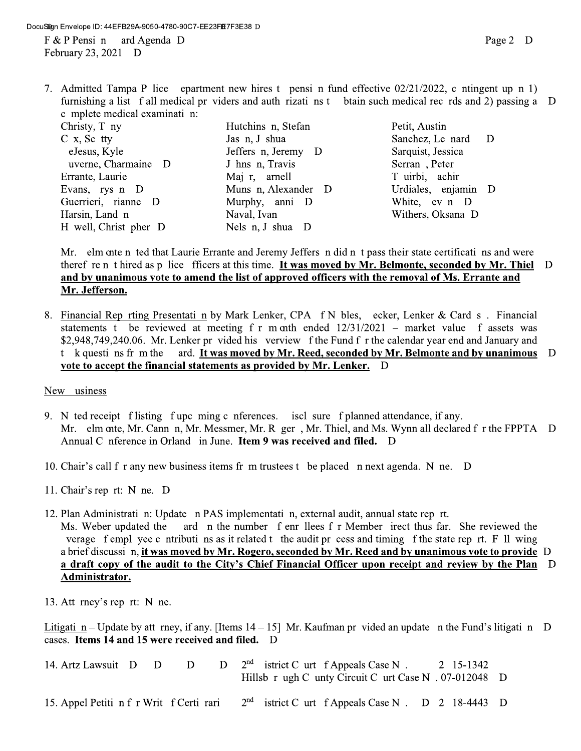7. Admitted Tampa Police Department new hires to pension fund effective 02/21/2022, contingent upon 1) furnishing a list of all medical providers and authorizations to obtain such medical records and 2) passing a complete medical examination:

| | | |
|---|---|---|
| Christy, Tony | Hutchinson, Stefan | Petit, Austin |
| Cox, Scotty | Jason, Joshua | Sanchez, Leonard |
| DeJesus, Kyle | Jefferson, Jeremy | Sarquist, Jessica |
| Duverne, Charmaine | Johnson, Travis | Serrano, Peter |
| Errante, Laurie | Major, Darnell | Touirbi, Bachir |
| Evans, Bryson | Munson, Alexander | Urdiales, Benjamin |
| Guerrieri, Brianne | Murphy, Dannie | White, Devon |
| Harsin, Landon | Naval, Ivan | Withers, Oksana |
| Howell, Christopher | Nelson, Joshua | |

Mr. Belmonte noted that Laurie Errante and Jeremy Jefferson did not pass their state certifications and were therefore not hired as police officers at this time. **It was moved by Mr. Belmonte, seconded by Mr. Thiel and by unanimous vote to amend the list of approved officers with the removal of Ms. Errante and Mr. Jefferson.**

8. Financial Reporting Presentation by Mark Lenker, CPA of Nobles, Decker, Lenker & Cardoso. Financial statements to be reviewed at meeting for month ended 12/31/2021 – market value of assets was $2,948,749,240.06. Mr. Lenker provided his overview of the Fund for the calendar year end and January and took questions from the Board. **It was moved by Mr. Reed, seconded by Mr. Belmonte and by unanimous vote to accept the financial statements as provided by Mr. Lenker.**

New Business

9. Noted receipt of listing of upcoming conferences. Disclosure of planned attendance, if any.
Mr. Belmonte, Mr. Cannon, Mr. Messmer, Mr. Rogero, Mr. Thiel, and Ms. Wynn all declared for the FPPTA Annual Conference in Orlando in June. **Item 9 was received and filed.**

10. Chair's call for any new business items from trustees to be placed on next agenda. None.

11. Chair's report: None.

12. Plan Administration: Update on PAS implementation, external audit, annual state report.
Ms. Weber updated the Board on the number of enrollees for Member Direct thus far. She reviewed the coverage of employee contributions as it related to the audit process and timing of the state report. Following a brief discussion, **it was moved by Mr. Rogero, seconded by Mr. Reed and by unanimous vote to provide a draft copy of the audit to the City's Chief Financial Officer upon receipt and review by the Plan Administrator.**

13. Attorney's report: None.

Litigation – Update by attorney, if any. [Items 14 – 15] Mr. Kaufman provided an update on the Fund's litigation cases. **Items 14 and 15 were received and filed.**

14. Artz Lawsuit — 2nd District Court of Appeals Case No. 2D15-1342; Hillsborough County Circuit Court Case No. 07-012048

15. Appel Petition for Writ of Certiorari — 2nd District Court of Appeals Case No. 2D18-4443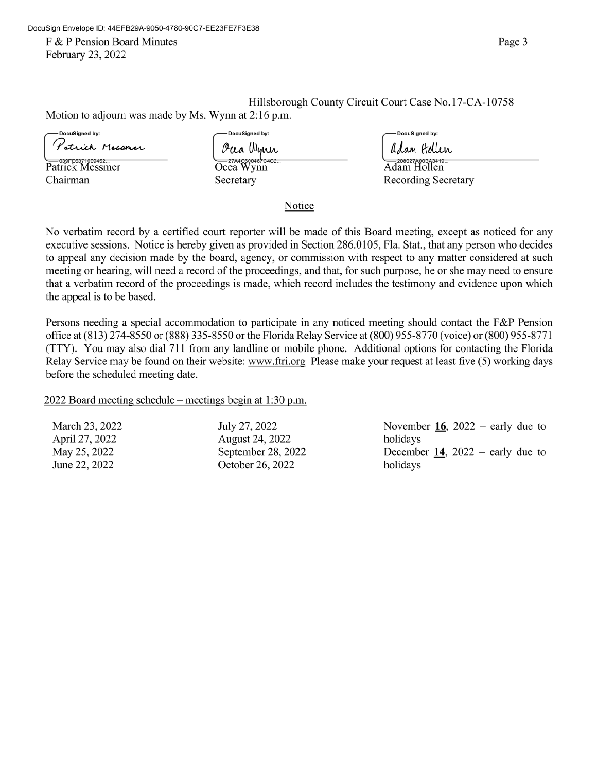Hillsborough County Circuit Court Case No.17-CA-10758

Motion to adjourn was made by Ms. Wynn at 2:16 p.m.

| | | |
|---|---|---|
| Patrick Messmer | Ocea Wynn | Adam Hollen |
| Chairman | Secretary | Recording Secretary |

Notice

No verbatim record by a certified court reporter will be made of this Board meeting, except as noticed for any executive sessions. Notice is hereby given as provided in Section 286.0105, Fla. Stat., that any person who decides to appeal any decision made by the board, agency, or commission with respect to any matter considered at such meeting or hearing, will need a record of the proceedings, and that, for such purpose, he or she may need to ensure that a verbatim record of the proceedings is made, which record includes the testimony and evidence upon which the appeal is to be based.

Persons needing a special accommodation to participate in any noticed meeting should contact the F&P Pension office at (813) 274-8550 or (888) 335-8550 or the Florida Relay Service at (800) 955-8770 (voice) or (800) 955-8771 (TTY). You may also dial 711 from any landline or mobile phone. Additional options for contacting the Florida Relay Service may be found on their website: www.ftri.org Please make your request at least five (5) working days before the scheduled meeting date.

2022 Board meeting schedule – meetings begin at 1:30 p.m.

| | | |
|---|---|---|
| March 23, 2022 | July 27, 2022 | November **16**, 2022 – early due to holidays |
| April 27, 2022 | August 24, 2022 | December **14**, 2022 – early due to holidays |
| May 25, 2022 | September 28, 2022 | |
| June 22, 2022 | October 26, 2022 | |